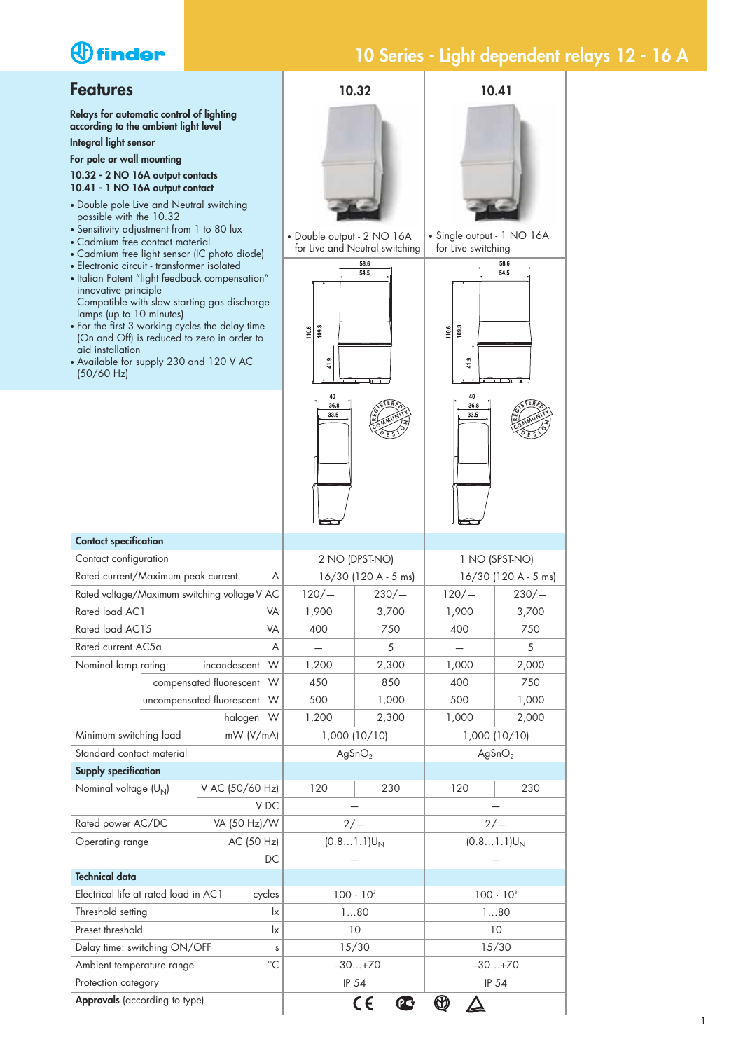# 10 Series - Light dependent relays 12 - 16 A

## Features

**Relays for automatic control of lighting according to the ambient light level**

**Integral light sensor**

**For pole or wall mounting**

**10.32 - 2 NO 16A output contacts**
**10.41 - 1 NO 16A output contact**

- Double pole Live and Neutral switching possible with the 10.32
- Sensitivity adjustment from 1 to 80 lux
- Cadmium free contact material
- Cadmium free light sensor (IC photo diode)
- Electronic circuit - transformer isolated
- Italian Patent "light feedback compensation" innovative principle
  Compatible with slow starting gas discharge lamps (up to 10 minutes)
- For the first 3 working cycles the delay time (On and Off) is reduced to zero in order to aid installation
- Available for supply 230 and 120 V AC (50/60 Hz)

**10.32**
- Double output - 2 NO 16A for Live and Neutral switching

**10.41**
- Single output - 1 NO 16A for Live switching

| | | 10.32 | | 10.41 | |
|---|---|---|---|---|---|
| **Contact specification** | | | | | |
| Contact configuration | | 2 NO (DPST-NO) | | 1 NO (SPST-NO) | |
| Rated current/Maximum peak current | A | 16/30 (120 A - 5 ms) | | 16/30 (120 A - 5 ms) | |
| Rated voltage/Maximum switching voltage | V AC | 120/— | 230/— | 120/— | 230/— |
| Rated load AC1 | VA | 1,900 | 3,700 | 1,900 | 3,700 |
| Rated load AC15 | VA | 400 | 750 | 400 | 750 |
| Rated current AC5a | A | — | 5 | — | 5 |
| Nominal lamp rating: incandescent | W | 1,200 | 2,300 | 1,000 | 2,000 |
| compensated fluorescent | W | 450 | 850 | 400 | 750 |
| uncompensated fluorescent | W | 500 | 1,000 | 500 | 1,000 |
| halogen | W | 1,200 | 2,300 | 1,000 | 2,000 |
| Minimum switching load | mW (V/mA) | 1,000 (10/10) | | 1,000 (10/10) | |
| Standard contact material | | $AgSnO_2$ | | $AgSnO_2$ | |
| **Supply specification** | | | | | |
| Nominal voltage ($U_N$) | V AC (50/60 Hz) | 120 | 230 | 120 | 230 |
| | V DC | — | | — | |
| Rated power AC/DC | VA (50 Hz)/W | 2/— | | 2/— | |
| Operating range | AC (50 Hz) | (0.8…1.1)$U_N$ | | (0.8…1.1)$U_N$ | |
| | DC | — | | — | |
| **Technical data** | | | | | |
| Electrical life at rated load in AC1 | cycles | $100 \cdot 10^3$ | | $100 \cdot 10^3$ | |
| Threshold setting | lx | 1…80 | | 1…80 | |
| Preset threshold | lx | 10 | | 10 | |
| Delay time: switching ON/OFF | s | 15/30 | | 15/30 | |
| Ambient temperature range | °C | –30…+70 | | –30…+70 | |
| Protection category | | IP 54 | | IP 54 | |
| **Approvals** (according to type) | | | | | |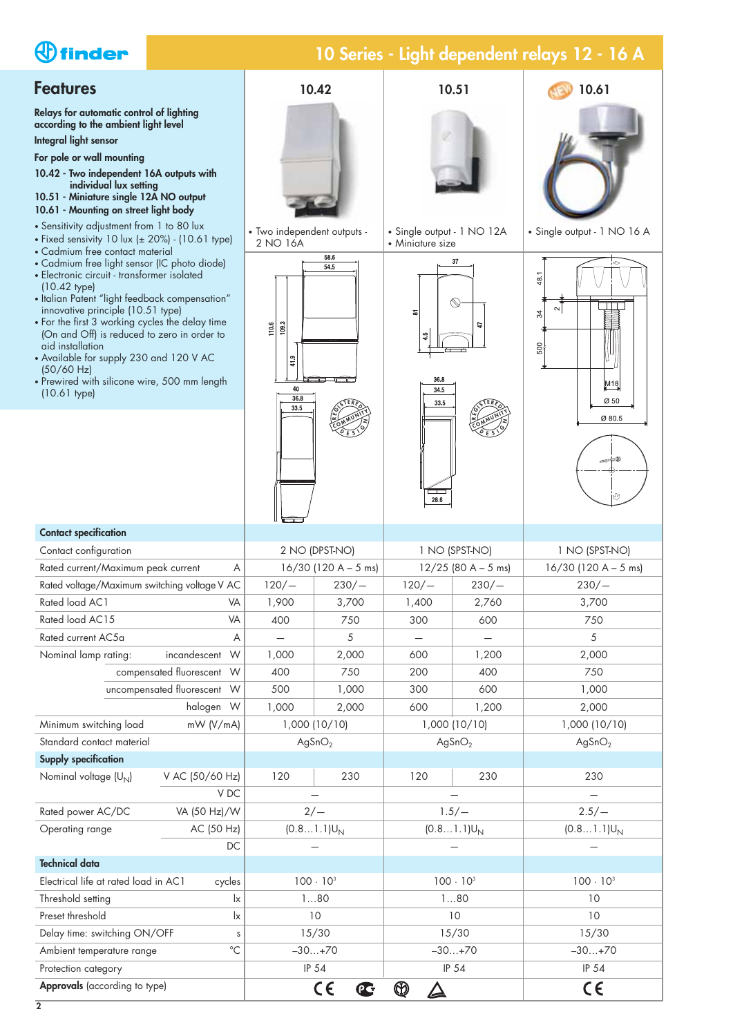# 10 Series - Light dependent relays 12 - 16 A

## Features

**Relays for automatic control of lighting according to the ambient light level**

**Integral light sensor**

**For pole or wall mounting**

**10.42 - Two independent 16A outputs with individual lux setting**

**10.51 - Miniature single 12A NO output**

**10.61 - Mounting on street light body**

- Sensitivity adjustment from 1 to 80 lux
- Fixed sensivity 10 lux (± 20%) - (10.61 type)
- Cadmium free contact material
- Cadmium free light sensor (IC photo diode)
- Electronic circuit - transformer isolated (10.42 type)
- Italian Patent "light feedback compensation" innovative principle (10.51 type)
- For the first 3 working cycles the delay time (On and Off) is reduced to zero in order to aid installation
- Available for supply 230 and 120 V AC (50/60 Hz)
- Prewired with silicone wire, 500 mm length (10.61 type)

| 10.42 | 10.51 | 10.61 (NEW) |
|---|---|---|
| • Two independent outputs - 2 NO 16A | • Single output - 1 NO 12A<br>• Miniature size | • Single output - 1 NO 16 A |

| | | 10.42 | | 10.51 | | 10.61 |
|---|---|---|---|---|---|---|
| **Contact specification** | | | | | | |
| Contact configuration | | 2 NO (DPST-NO) | | 1 NO (SPST-NO) | | 1 NO (SPST-NO) |
| Rated current/Maximum peak current | A | 16/30 (120 A – 5 ms) | | 12/25 (80 A – 5 ms) | | 16/30 (120 A – 5 ms) |
| Rated voltage/Maximum switching voltage | V AC | 120/— | 230/— | 120/— | 230/— | 230/— |
| Rated load AC1 | VA | 1,900 | 3,700 | 1,400 | 2,760 | 3,700 |
| Rated load AC15 | VA | 400 | 750 | 300 | 600 | 750 |
| Rated current AC5a | A | — | 5 | — | — | 5 |
| Nominal lamp rating: incandescent | W | 1,000 | 2,000 | 600 | 1,200 | 2,000 |
| compensated fluorescent | W | 400 | 750 | 200 | 400 | 750 |
| uncompensated fluorescent | W | 500 | 1,000 | 300 | 600 | 1,000 |
| halogen | W | 1,000 | 2,000 | 600 | 1,200 | 2,000 |
| Minimum switching load | mW (V/mA) | 1,000 (10/10) | | 1,000 (10/10) | | 1,000 (10/10) |
| Standard contact material | | $AgSnO_2$ | | $AgSnO_2$ | | $AgSnO_2$ |
| **Supply specification** | | | | | | |
| Nominal voltage ($U_N$) | V AC (50/60 Hz) | 120 | 230 | 120 | 230 | 230 |
| | V DC | — | | — | | — |
| Rated power AC/DC | VA (50 Hz)/W | 2/— | | 1.5/— | | 2.5/— |
| Operating range | AC (50 Hz) | $(0.8…1.1)U_N$ | | $(0.8…1.1)U_N$ | | $(0.8…1.1)U_N$ |
| | DC | — | | — | | — |
| **Technical data** | | | | | | |
| Electrical life at rated load in AC1 | cycles | $100 \cdot 10^3$ | | $100 \cdot 10^3$ | | $100 \cdot 10^3$ |
| Threshold setting | lx | 1…80 | | 1…80 | | 10 |
| Preset threshold | lx | 10 | | 10 | | 10 |
| Delay time: switching ON/OFF | s | 15/30 | | 15/30 | | 15/30 |
| Ambient temperature range | °C | –30…+70 | | –30…+70 | | –30…+70 |
| Protection category | | IP 54 | | IP 54 | | IP 54 |
| **Approvals** (according to type) | | | | | | |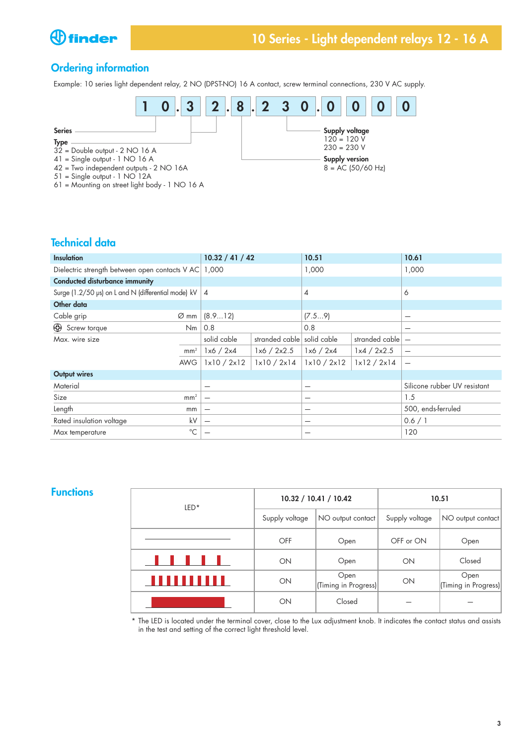## Ordering information

Example: 10 series light dependent relay, 2 NO (DPST-NO) 16 A contact, screw terminal connections, 230 V AC supply.

| 1 | 0 | . | 3 | 2 | . | 8 | . | 2 | 3 | 0 | . | 0 | 0 | 0 | 0 |
|---|---|---|---|---|---|---|---|---|---|---|---|---|---|---|---|

**Series**

**Type**
32 = Double output - 2 NO 16 A
41 = Single output - 1 NO 16 A
42 = Two independent outputs - 2 NO 16A
51 = Single output - 1 NO 12A
61 = Mounting on street light body - 1 NO 16 A

**Supply voltage**
120 = 120 V
230 = 230 V

**Supply version**
8 = AC (50/60 Hz)

## Technical data

| **Insulation** | | **10.32 / 41 / 42** | | **10.51** | | **10.61** |
|---|---|---|---|---|---|---|
| Dielectric strength between open contacts | V AC | 1,000 | | 1,000 | | 1,000 |
| **Conducted disturbance immunity** | | | | | | |
| Surge (1.2/50 µs) on L and N (differential mode) | kV | 4 | | 4 | | 6 |
| **Other data** | | | | | | |
| Cable grip | Ø mm | (8.9…12) | | (7.5…9) | | — |
| Screw torque | Nm | 0.8 | | 0.8 | | — |
| Max. wire size | | solid cable | stranded cable | solid cable | stranded cable | — |
| | mm² | 1x6 / 2x4 | 1x6 / 2x2.5 | 1x6 / 2x4 | 1x4 / 2x2.5 | — |
| | AWG | 1x10 / 2x12 | 1x10 / 2x14 | 1x10 / 2x12 | 1x12 / 2x14 | — |
| **Output wires** | | | | | | |
| Material | | — | | — | | Silicone rubber UV resistant |
| Size | mm² | — | | — | | 1.5 |
| Length | mm | — | | — | | 500, ends-ferruled |
| Rated insulation voltage | kV | — | | — | | 0.6 / 1 |
| Max temperature | °C | — | | — | | 120 |

## Functions

| LED* | 10.32 / 10.41 / 10.42 | | 10.51 | |
|---|---|---|---|---|
| | Supply voltage | NO output contact | Supply voltage | NO output contact |
| Off (line) | OFF | Open | OFF or ON | Open |
| Slow flashing | ON | Open | ON | Closed |
| Fast flashing | ON | Open (Timing in Progress) | ON | Open (Timing in Progress) |
| Steady on | ON | Closed | — | — |

\* The LED is located under the terminal cover, close to the Lux adjustment knob. It indicates the contact status and assists in the test and setting of the correct light threshold level.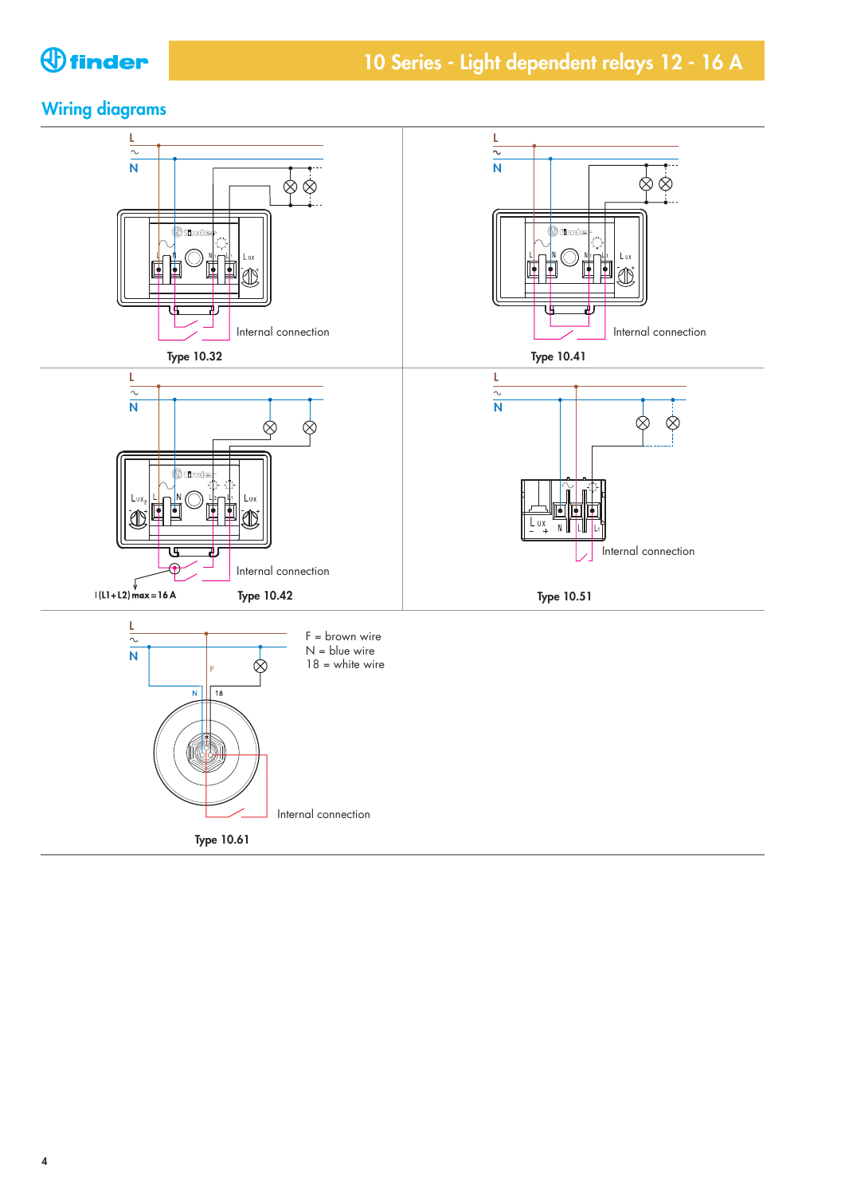## Wiring diagrams

L
~
N

Internal connection

Type 10.32

L
~
N

Internal connection

Type 10.41

L
~
N

Internal connection

I (L1+L2) max = 16 A

Type 10.42

L
~
N

Internal connection

Type 10.51

L
~
N

F = brown wire
N = blue wire
18 = white wire

Internal connection

Type 10.61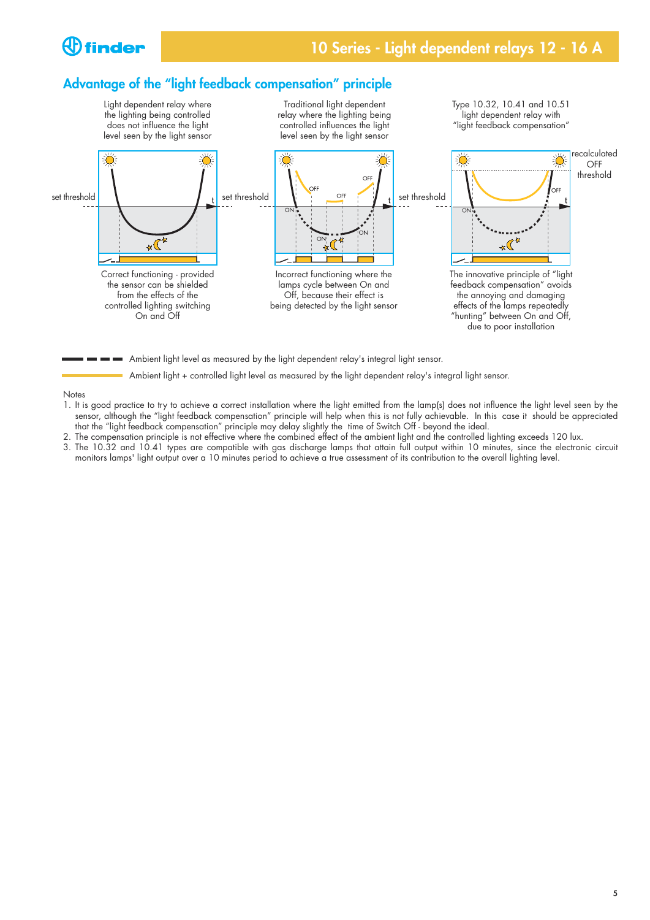## Advantage of the “light feedback compensation” principle

Light dependent relay where the lighting being controlled does not influence the light level seen by the light sensor

set threshold

t

Correct functioning - provided the sensor can be shielded from the effects of the controlled lighting switching On and Off

Traditional light dependent relay where the lighting being controlled influences the light level seen by the light sensor

set threshold

OFF

OFF

OFF

ON

ON

ON

t

Incorrect functioning where the lamps cycle between On and Off, because their effect is being detected by the light sensor

Type 10.32, 10.41 and 10.51 light dependent relay with “light feedback compensation”

recalculated OFF threshold

set threshold

OFF

ON

t

The innovative principle of “light feedback compensation” avoids the annoying and damaging effects of the lamps repeatedly “hunting” between On and Off, due to poor installation

Ambient light level as measured by the light dependent relay's integral light sensor.

Ambient light + controlled light level as measured by the light dependent relay's integral light sensor.

Notes

1. It is good practice to try to achieve a correct installation where the light emitted from the lamp(s) does not influence the light level seen by the sensor, although the “light feedback compensation” principle will help when this is not fully achievable. In this case it should be appreciated that the “light feedback compensation” principle may delay slightly the time of Switch Off - beyond the ideal.
2. The compensation principle is not effective where the combined effect of the ambient light and the controlled lighting exceeds 120 lux.
3. The 10.32 and 10.41 types are compatible with gas discharge lamps that attain full output within 10 minutes, since the electronic circuit monitors lamps' light output over a 10 minutes period to achieve a true assessment of its contribution to the overall lighting level.